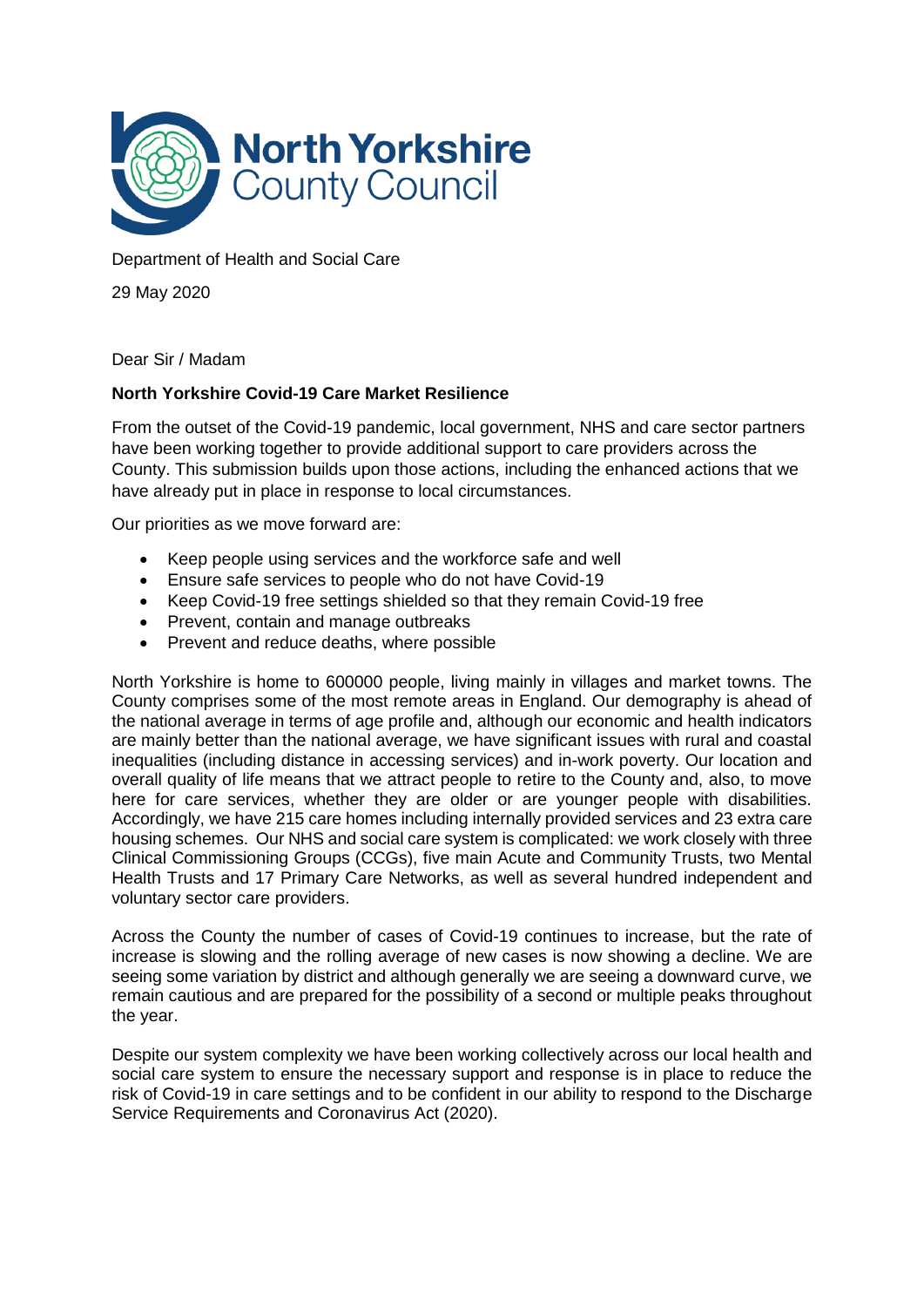North Yorkshire County Council

Department of Health and Social Care

29 May 2020

Dear Sir / Madam

**North Yorkshire Covid-19 Care Market Resilience**

From the outset of the Covid-19 pandemic, local government, NHS and care sector partners have been working together to provide additional support to care providers across the County. This submission builds upon those actions, including the enhanced actions that we have already put in place in response to local circumstances.

Our priorities as we move forward are:

- Keep people using services and the workforce safe and well
- Ensure safe services to people who do not have Covid-19
- Keep Covid-19 free settings shielded so that they remain Covid-19 free
- Prevent, contain and manage outbreaks
- Prevent and reduce deaths, where possible

North Yorkshire is home to 600000 people, living mainly in villages and market towns. The County comprises some of the most remote areas in England. Our demography is ahead of the national average in terms of age profile and, although our economic and health indicators are mainly better than the national average, we have significant issues with rural and coastal inequalities (including distance in accessing services) and in-work poverty. Our location and overall quality of life means that we attract people to retire to the County and, also, to move here for care services, whether they are older or are younger people with disabilities. Accordingly, we have 215 care homes including internally provided services and 23 extra care housing schemes. Our NHS and social care system is complicated: we work closely with three Clinical Commissioning Groups (CCGs), five main Acute and Community Trusts, two Mental Health Trusts and 17 Primary Care Networks, as well as several hundred independent and voluntary sector care providers.

Across the County the number of cases of Covid-19 continues to increase, but the rate of increase is slowing and the rolling average of new cases is now showing a decline. We are seeing some variation by district and although generally we are seeing a downward curve, we remain cautious and are prepared for the possibility of a second or multiple peaks throughout the year.

Despite our system complexity we have been working collectively across our local health and social care system to ensure the necessary support and response is in place to reduce the risk of Covid-19 in care settings and to be confident in our ability to respond to the Discharge Service Requirements and Coronavirus Act (2020).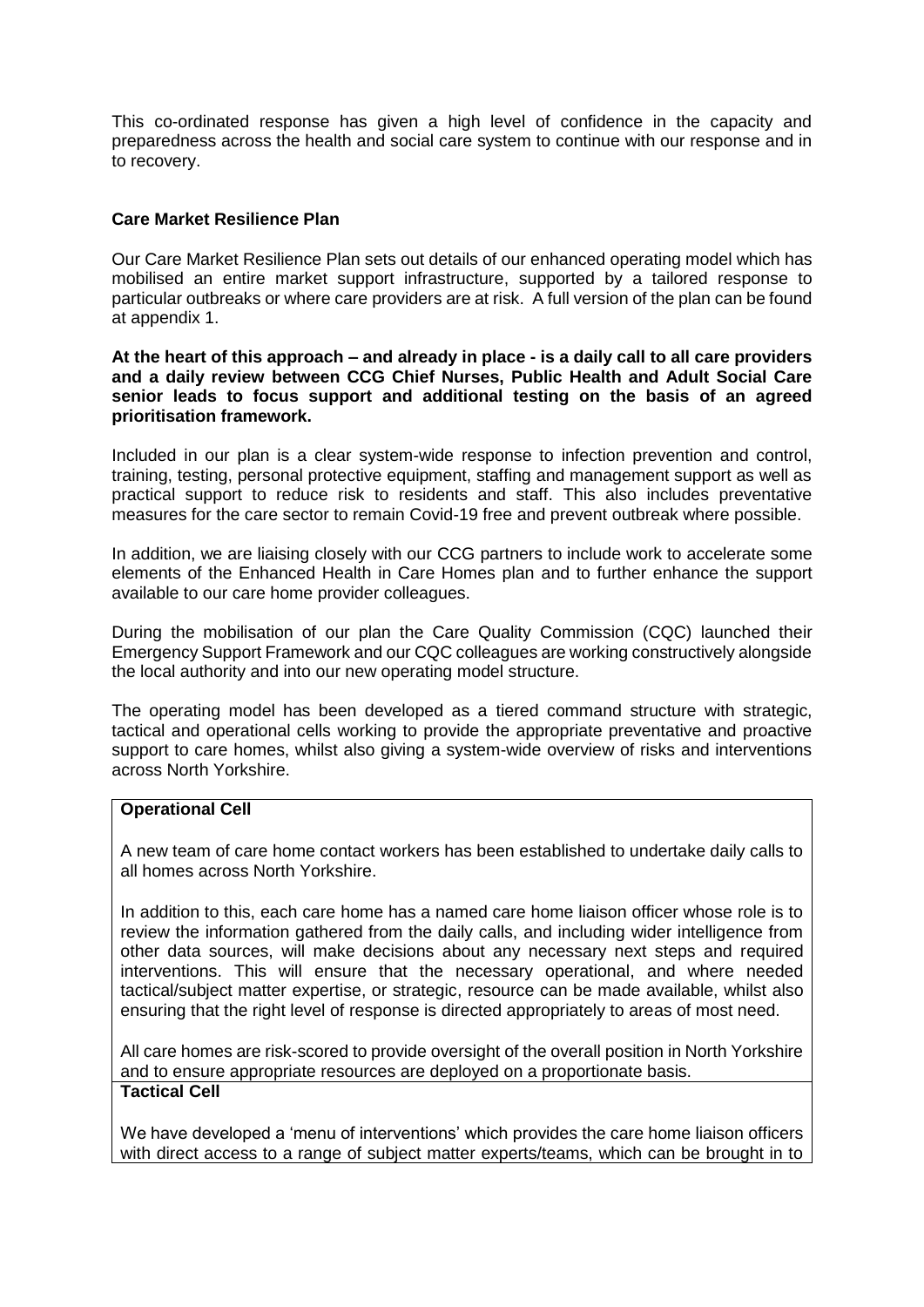This co-ordinated response has given a high level of confidence in the capacity and preparedness across the health and social care system to continue with our response and in to recovery.

**Care Market Resilience Plan**

Our Care Market Resilience Plan sets out details of our enhanced operating model which has mobilised an entire market support infrastructure, supported by a tailored response to particular outbreaks or where care providers are at risk. A full version of the plan can be found at appendix 1.

**At the heart of this approach – and already in place - is a daily call to all care providers and a daily review between CCG Chief Nurses, Public Health and Adult Social Care senior leads to focus support and additional testing on the basis of an agreed prioritisation framework.**

Included in our plan is a clear system-wide response to infection prevention and control, training, testing, personal protective equipment, staffing and management support as well as practical support to reduce risk to residents and staff. This also includes preventative measures for the care sector to remain Covid-19 free and prevent outbreak where possible.

In addition, we are liaising closely with our CCG partners to include work to accelerate some elements of the Enhanced Health in Care Homes plan and to further enhance the support available to our care home provider colleagues.

During the mobilisation of our plan the Care Quality Commission (CQC) launched their Emergency Support Framework and our CQC colleagues are working constructively alongside the local authority and into our new operating model structure.

The operating model has been developed as a tiered command structure with strategic, tactical and operational cells working to provide the appropriate preventative and proactive support to care homes, whilst also giving a system-wide overview of risks and interventions across North Yorkshire.

| **Operational Cell**<br><br>A new team of care home contact workers has been established to undertake daily calls to all homes across North Yorkshire.<br><br>In addition to this, each care home has a named care home liaison officer whose role is to review the information gathered from the daily calls, and including wider intelligence from other data sources, will make decisions about any necessary next steps and required interventions. This will ensure that the necessary operational, and where needed tactical/subject matter expertise, or strategic, resource can be made available, whilst also ensuring that the right level of response is directed appropriately to areas of most need.<br><br>All care homes are risk-scored to provide oversight of the overall position in North Yorkshire and to ensure appropriate resources are deployed on a proportionate basis. |
|---|
| **Tactical Cell**<br><br>We have developed a 'menu of interventions' which provides the care home liaison officers with direct access to a range of subject matter experts/teams, which can be brought in to |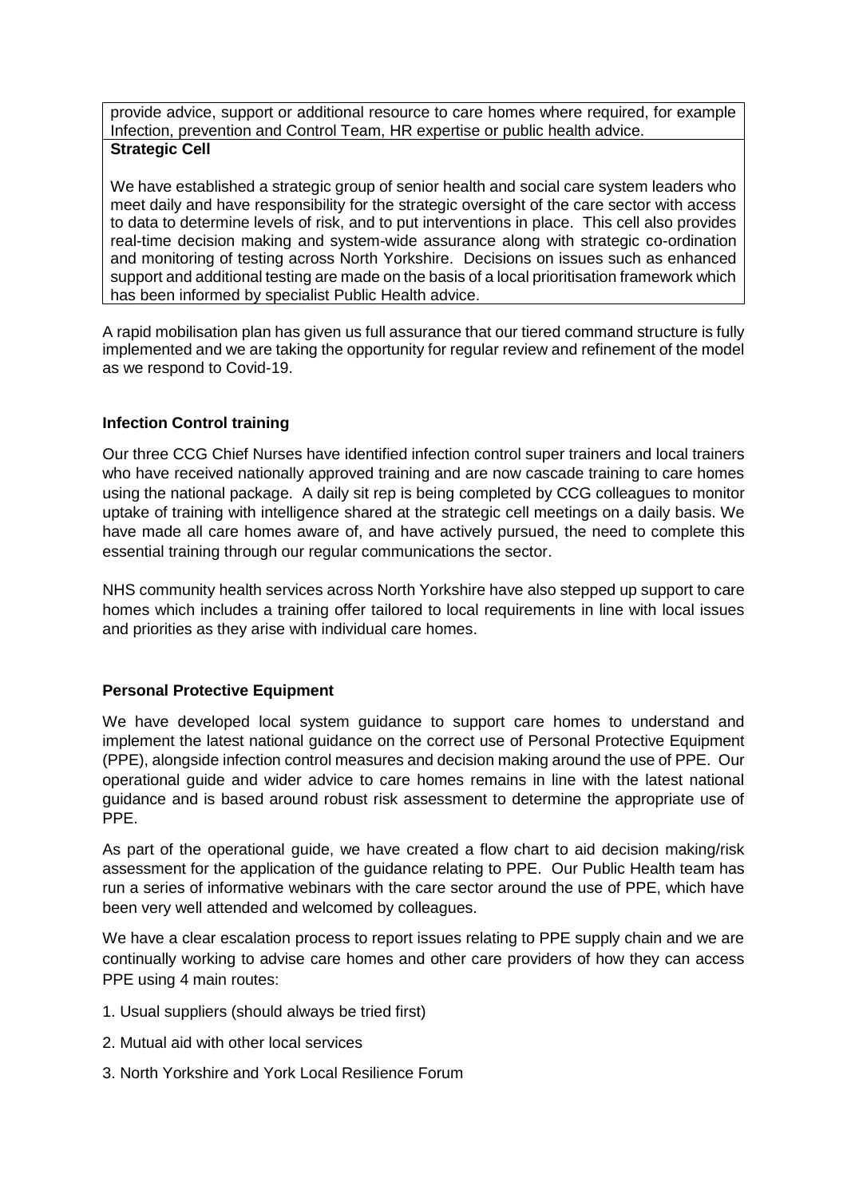| provide advice, support or additional resource to care homes where required, for example Infection, prevention and Control Team, HR expertise or public health advice. |
| --- |
| **Strategic Cell**<br><br>We have established a strategic group of senior health and social care system leaders who meet daily and have responsibility for the strategic oversight of the care sector with access to data to determine levels of risk, and to put interventions in place. This cell also provides real-time decision making and system-wide assurance along with strategic co-ordination and monitoring of testing across North Yorkshire. Decisions on issues such as enhanced support and additional testing are made on the basis of a local prioritisation framework which has been informed by specialist Public Health advice. |

A rapid mobilisation plan has given us full assurance that our tiered command structure is fully implemented and we are taking the opportunity for regular review and refinement of the model as we respond to Covid-19.

**Infection Control training**

Our three CCG Chief Nurses have identified infection control super trainers and local trainers who have received nationally approved training and are now cascade training to care homes using the national package. A daily sit rep is being completed by CCG colleagues to monitor uptake of training with intelligence shared at the strategic cell meetings on a daily basis. We have made all care homes aware of, and have actively pursued, the need to complete this essential training through our regular communications the sector.

NHS community health services across North Yorkshire have also stepped up support to care homes which includes a training offer tailored to local requirements in line with local issues and priorities as they arise with individual care homes.

**Personal Protective Equipment**

We have developed local system guidance to support care homes to understand and implement the latest national guidance on the correct use of Personal Protective Equipment (PPE), alongside infection control measures and decision making around the use of PPE. Our operational guide and wider advice to care homes remains in line with the latest national guidance and is based around robust risk assessment to determine the appropriate use of PPE.

As part of the operational guide, we have created a flow chart to aid decision making/risk assessment for the application of the guidance relating to PPE. Our Public Health team has run a series of informative webinars with the care sector around the use of PPE, which have been very well attended and welcomed by colleagues.

We have a clear escalation process to report issues relating to PPE supply chain and we are continually working to advise care homes and other care providers of how they can access PPE using 4 main routes:

1. Usual suppliers (should always be tried first)
2. Mutual aid with other local services
3. North Yorkshire and York Local Resilience Forum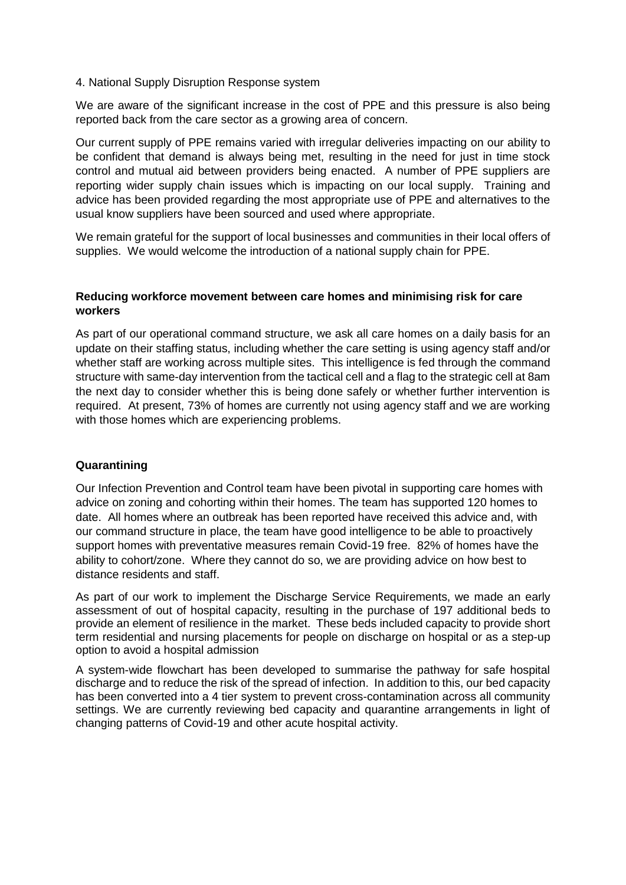4. National Supply Disruption Response system

We are aware of the significant increase in the cost of PPE and this pressure is also being reported back from the care sector as a growing area of concern.

Our current supply of PPE remains varied with irregular deliveries impacting on our ability to be confident that demand is always being met, resulting in the need for just in time stock control and mutual aid between providers being enacted. A number of PPE suppliers are reporting wider supply chain issues which is impacting on our local supply. Training and advice has been provided regarding the most appropriate use of PPE and alternatives to the usual know suppliers have been sourced and used where appropriate.

We remain grateful for the support of local businesses and communities in their local offers of supplies. We would welcome the introduction of a national supply chain for PPE.

**Reducing workforce movement between care homes and minimising risk for care workers**

As part of our operational command structure, we ask all care homes on a daily basis for an update on their staffing status, including whether the care setting is using agency staff and/or whether staff are working across multiple sites. This intelligence is fed through the command structure with same-day intervention from the tactical cell and a flag to the strategic cell at 8am the next day to consider whether this is being done safely or whether further intervention is required. At present, 73% of homes are currently not using agency staff and we are working with those homes which are experiencing problems.

**Quarantining**

Our Infection Prevention and Control team have been pivotal in supporting care homes with advice on zoning and cohorting within their homes. The team has supported 120 homes to date. All homes where an outbreak has been reported have received this advice and, with our command structure in place, the team have good intelligence to be able to proactively support homes with preventative measures remain Covid-19 free. 82% of homes have the ability to cohort/zone. Where they cannot do so, we are providing advice on how best to distance residents and staff.

As part of our work to implement the Discharge Service Requirements, we made an early assessment of out of hospital capacity, resulting in the purchase of 197 additional beds to provide an element of resilience in the market. These beds included capacity to provide short term residential and nursing placements for people on discharge on hospital or as a step-up option to avoid a hospital admission

A system-wide flowchart has been developed to summarise the pathway for safe hospital discharge and to reduce the risk of the spread of infection. In addition to this, our bed capacity has been converted into a 4 tier system to prevent cross-contamination across all community settings. We are currently reviewing bed capacity and quarantine arrangements in light of changing patterns of Covid-19 and other acute hospital activity.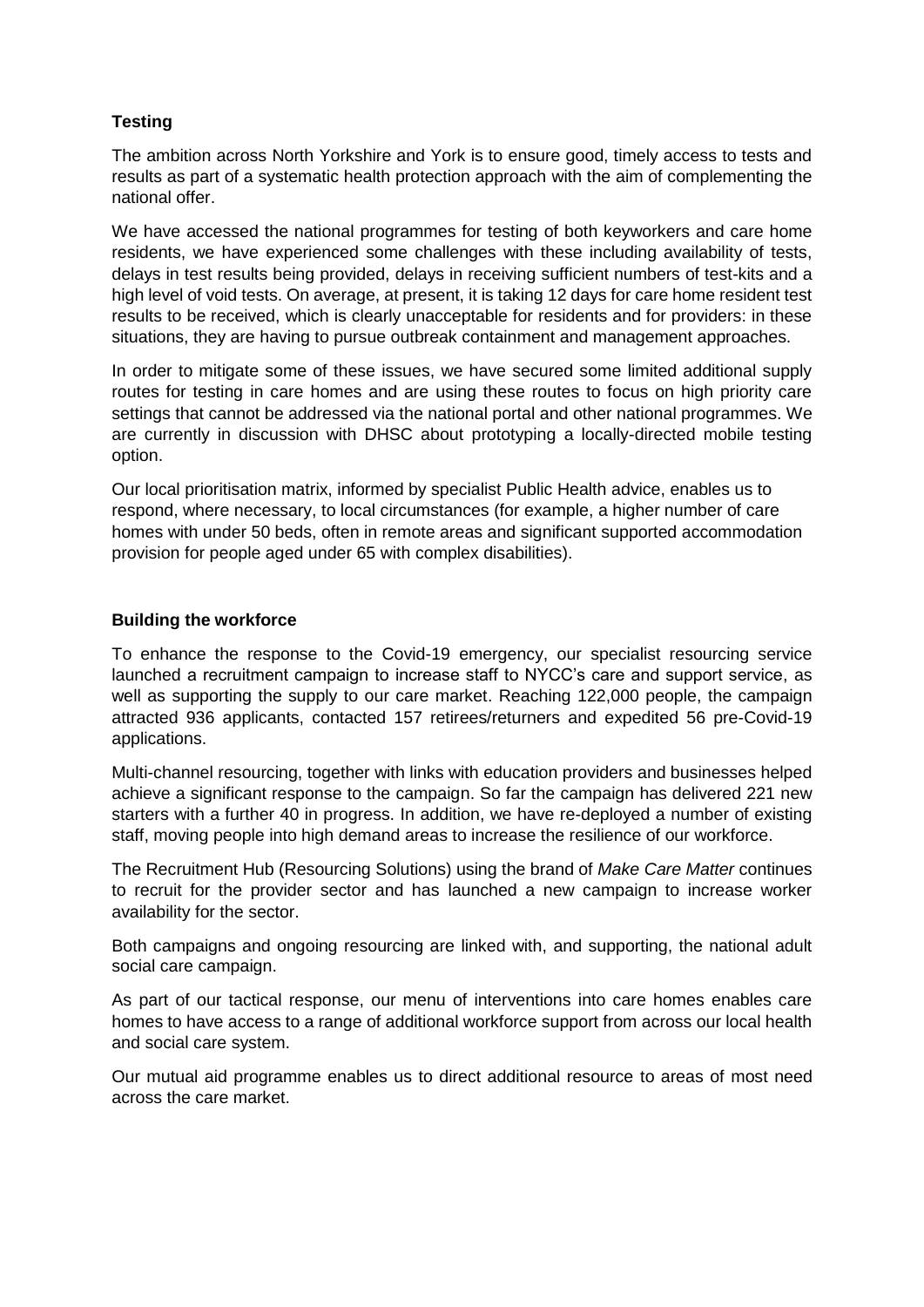**Testing**

The ambition across North Yorkshire and York is to ensure good, timely access to tests and results as part of a systematic health protection approach with the aim of complementing the national offer.

We have accessed the national programmes for testing of both keyworkers and care home residents, we have experienced some challenges with these including availability of tests, delays in test results being provided, delays in receiving sufficient numbers of test-kits and a high level of void tests. On average, at present, it is taking 12 days for care home resident test results to be received, which is clearly unacceptable for residents and for providers: in these situations, they are having to pursue outbreak containment and management approaches.

In order to mitigate some of these issues, we have secured some limited additional supply routes for testing in care homes and are using these routes to focus on high priority care settings that cannot be addressed via the national portal and other national programmes. We are currently in discussion with DHSC about prototyping a locally-directed mobile testing option.

Our local prioritisation matrix, informed by specialist Public Health advice, enables us to respond, where necessary, to local circumstances (for example, a higher number of care homes with under 50 beds, often in remote areas and significant supported accommodation provision for people aged under 65 with complex disabilities).

**Building the workforce**

To enhance the response to the Covid-19 emergency, our specialist resourcing service launched a recruitment campaign to increase staff to NYCC's care and support service, as well as supporting the supply to our care market. Reaching 122,000 people, the campaign attracted 936 applicants, contacted 157 retirees/returners and expedited 56 pre-Covid-19 applications.

Multi-channel resourcing, together with links with education providers and businesses helped achieve a significant response to the campaign. So far the campaign has delivered 221 new starters with a further 40 in progress. In addition, we have re-deployed a number of existing staff, moving people into high demand areas to increase the resilience of our workforce.

The Recruitment Hub (Resourcing Solutions) using the brand of *Make Care Matter* continues to recruit for the provider sector and has launched a new campaign to increase worker availability for the sector.

Both campaigns and ongoing resourcing are linked with, and supporting, the national adult social care campaign.

As part of our tactical response, our menu of interventions into care homes enables care homes to have access to a range of additional workforce support from across our local health and social care system.

Our mutual aid programme enables us to direct additional resource to areas of most need across the care market.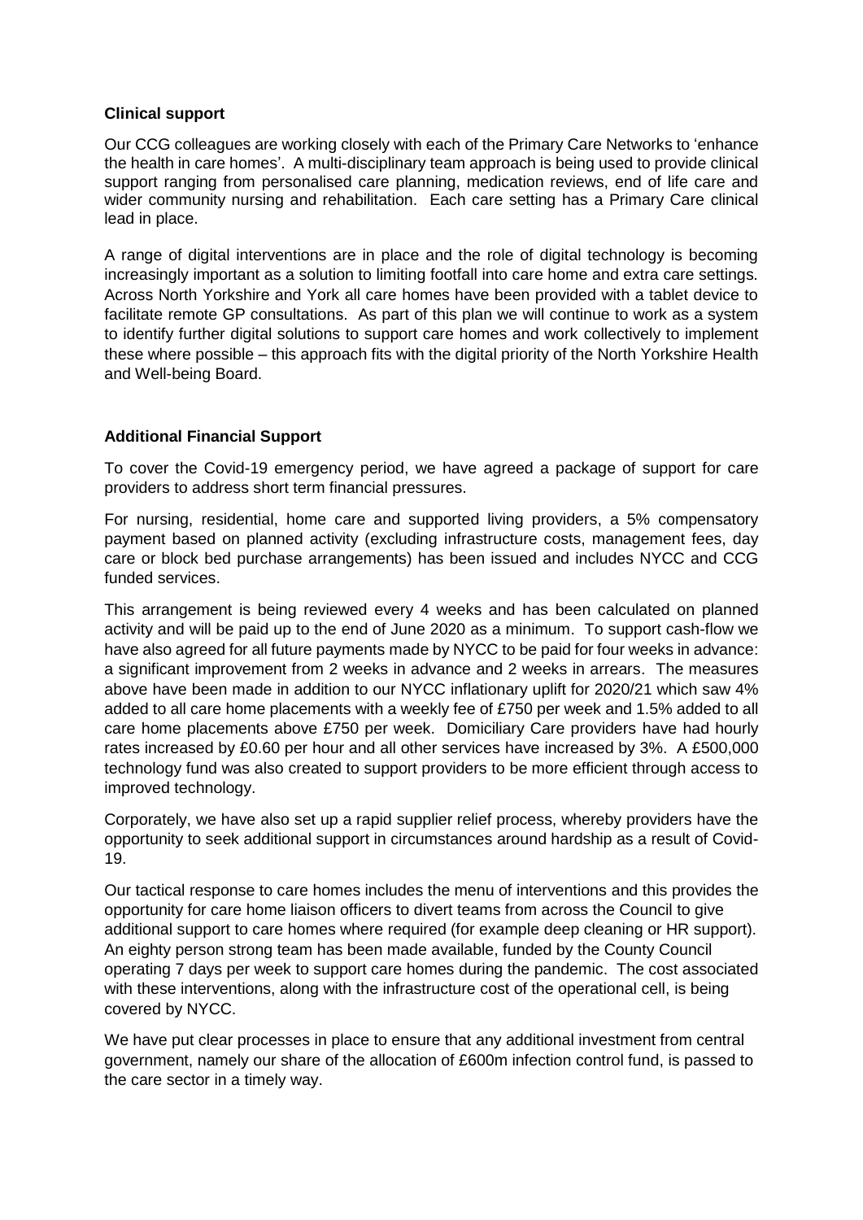**Clinical support**

Our CCG colleagues are working closely with each of the Primary Care Networks to 'enhance the health in care homes'. A multi-disciplinary team approach is being used to provide clinical support ranging from personalised care planning, medication reviews, end of life care and wider community nursing and rehabilitation. Each care setting has a Primary Care clinical lead in place.

A range of digital interventions are in place and the role of digital technology is becoming increasingly important as a solution to limiting footfall into care home and extra care settings. Across North Yorkshire and York all care homes have been provided with a tablet device to facilitate remote GP consultations. As part of this plan we will continue to work as a system to identify further digital solutions to support care homes and work collectively to implement these where possible – this approach fits with the digital priority of the North Yorkshire Health and Well-being Board.

**Additional Financial Support**

To cover the Covid-19 emergency period, we have agreed a package of support for care providers to address short term financial pressures.

For nursing, residential, home care and supported living providers, a 5% compensatory payment based on planned activity (excluding infrastructure costs, management fees, day care or block bed purchase arrangements) has been issued and includes NYCC and CCG funded services.

This arrangement is being reviewed every 4 weeks and has been calculated on planned activity and will be paid up to the end of June 2020 as a minimum. To support cash-flow we have also agreed for all future payments made by NYCC to be paid for four weeks in advance: a significant improvement from 2 weeks in advance and 2 weeks in arrears. The measures above have been made in addition to our NYCC inflationary uplift for 2020/21 which saw 4% added to all care home placements with a weekly fee of £750 per week and 1.5% added to all care home placements above £750 per week. Domiciliary Care providers have had hourly rates increased by £0.60 per hour and all other services have increased by 3%. A £500,000 technology fund was also created to support providers to be more efficient through access to improved technology.

Corporately, we have also set up a rapid supplier relief process, whereby providers have the opportunity to seek additional support in circumstances around hardship as a result of Covid-19.

Our tactical response to care homes includes the menu of interventions and this provides the opportunity for care home liaison officers to divert teams from across the Council to give additional support to care homes where required (for example deep cleaning or HR support). An eighty person strong team has been made available, funded by the County Council operating 7 days per week to support care homes during the pandemic. The cost associated with these interventions, along with the infrastructure cost of the operational cell, is being covered by NYCC.

We have put clear processes in place to ensure that any additional investment from central government, namely our share of the allocation of £600m infection control fund, is passed to the care sector in a timely way.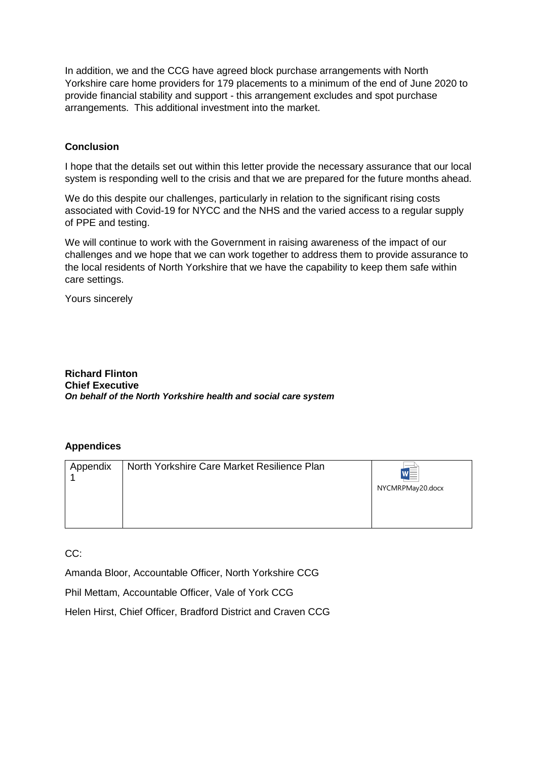In addition, we and the CCG have agreed block purchase arrangements with North Yorkshire care home providers for 179 placements to a minimum of the end of June 2020 to provide financial stability and support - this arrangement excludes and spot purchase arrangements. This additional investment into the market.

**Conclusion**

I hope that the details set out within this letter provide the necessary assurance that our local system is responding well to the crisis and that we are prepared for the future months ahead.

We do this despite our challenges, particularly in relation to the significant rising costs associated with Covid-19 for NYCC and the NHS and the varied access to a regular supply of PPE and testing.

We will continue to work with the Government in raising awareness of the impact of our challenges and we hope that we can work together to address them to provide assurance to the local residents of North Yorkshire that we have the capability to keep them safe within care settings.

Yours sincerely

**Richard Flinton**
**Chief Executive**
***On behalf of the North Yorkshire health and social care system***

**Appendices**

| | | |
|---|---|---|
| Appendix 1 | North Yorkshire Care Market Resilience Plan | NYCMRPMay20.docx |

CC:

Amanda Bloor, Accountable Officer, North Yorkshire CCG

Phil Mettam, Accountable Officer, Vale of York CCG

Helen Hirst, Chief Officer, Bradford District and Craven CCG